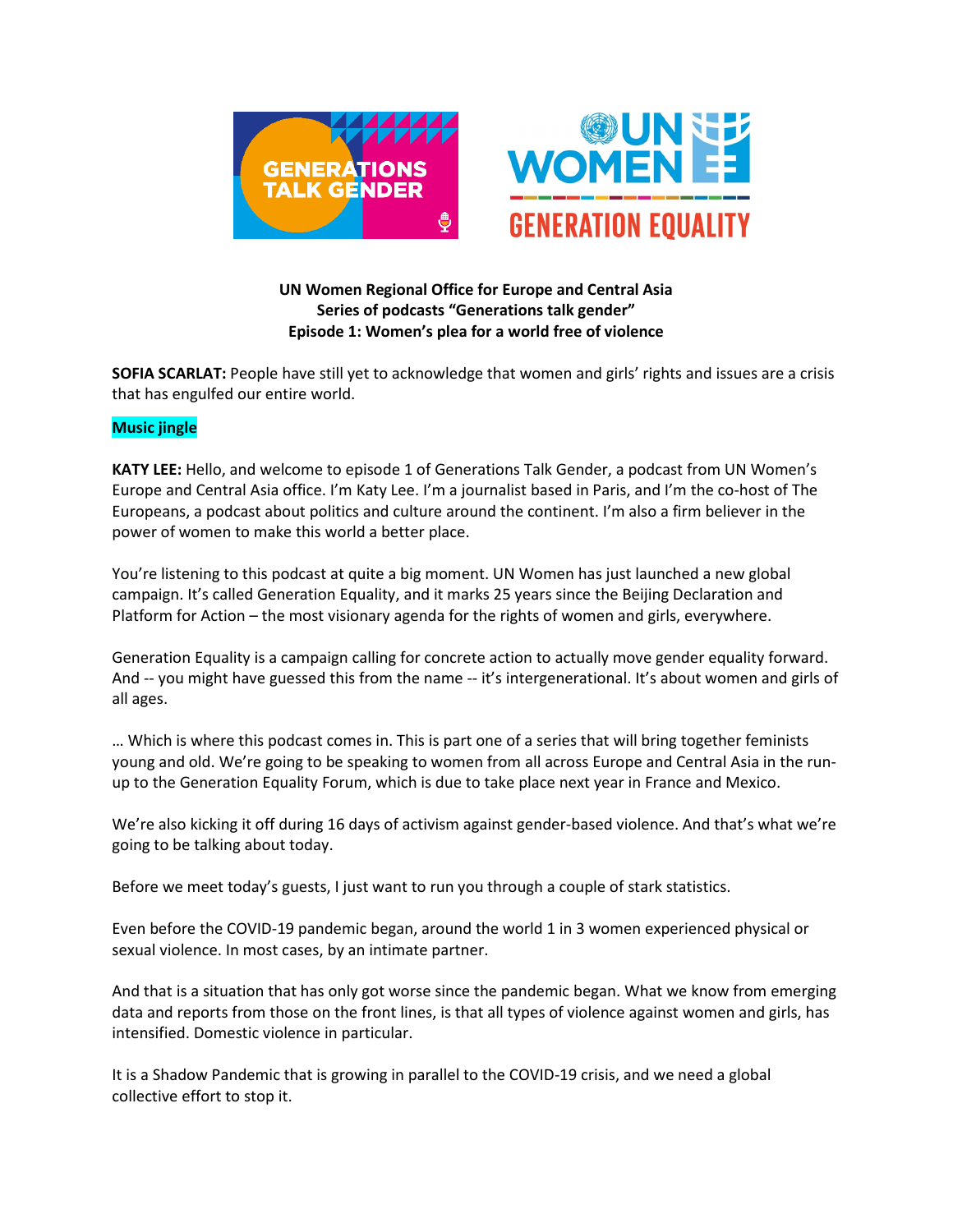**UN Women Regional Office for Europe and Central Asia**
**Series of podcasts "Generations talk gender"**
**Episode 1: Women's plea for a world free of violence**

**SOFIA SCARLAT:** People have still yet to acknowledge that women and girls' rights and issues are a crisis that has engulfed our entire world.

**Music jingle**

**KATY LEE:** Hello, and welcome to episode 1 of Generations Talk Gender, a podcast from UN Women's Europe and Central Asia office. I'm Katy Lee. I'm a journalist based in Paris, and I'm the co-host of The Europeans, a podcast about politics and culture around the continent. I'm also a firm believer in the power of women to make this world a better place.

You're listening to this podcast at quite a big moment. UN Women has just launched a new global campaign. It's called Generation Equality, and it marks 25 years since the Beijing Declaration and Platform for Action – the most visionary agenda for the rights of women and girls, everywhere.

Generation Equality is a campaign calling for concrete action to actually move gender equality forward. And -- you might have guessed this from the name -- it's intergenerational. It's about women and girls of all ages.

… Which is where this podcast comes in. This is part one of a series that will bring together feminists young and old. We're going to be speaking to women from all across Europe and Central Asia in the run-up to the Generation Equality Forum, which is due to take place next year in France and Mexico.

We're also kicking it off during 16 days of activism against gender-based violence. And that's what we're going to be talking about today.

Before we meet today's guests, I just want to run you through a couple of stark statistics.

Even before the COVID-19 pandemic began, around the world 1 in 3 women experienced physical or sexual violence. In most cases, by an intimate partner.

And that is a situation that has only got worse since the pandemic began. What we know from emerging data and reports from those on the front lines, is that all types of violence against women and girls, has intensified. Domestic violence in particular.

It is a Shadow Pandemic that is growing in parallel to the COVID-19 crisis, and we need a global collective effort to stop it.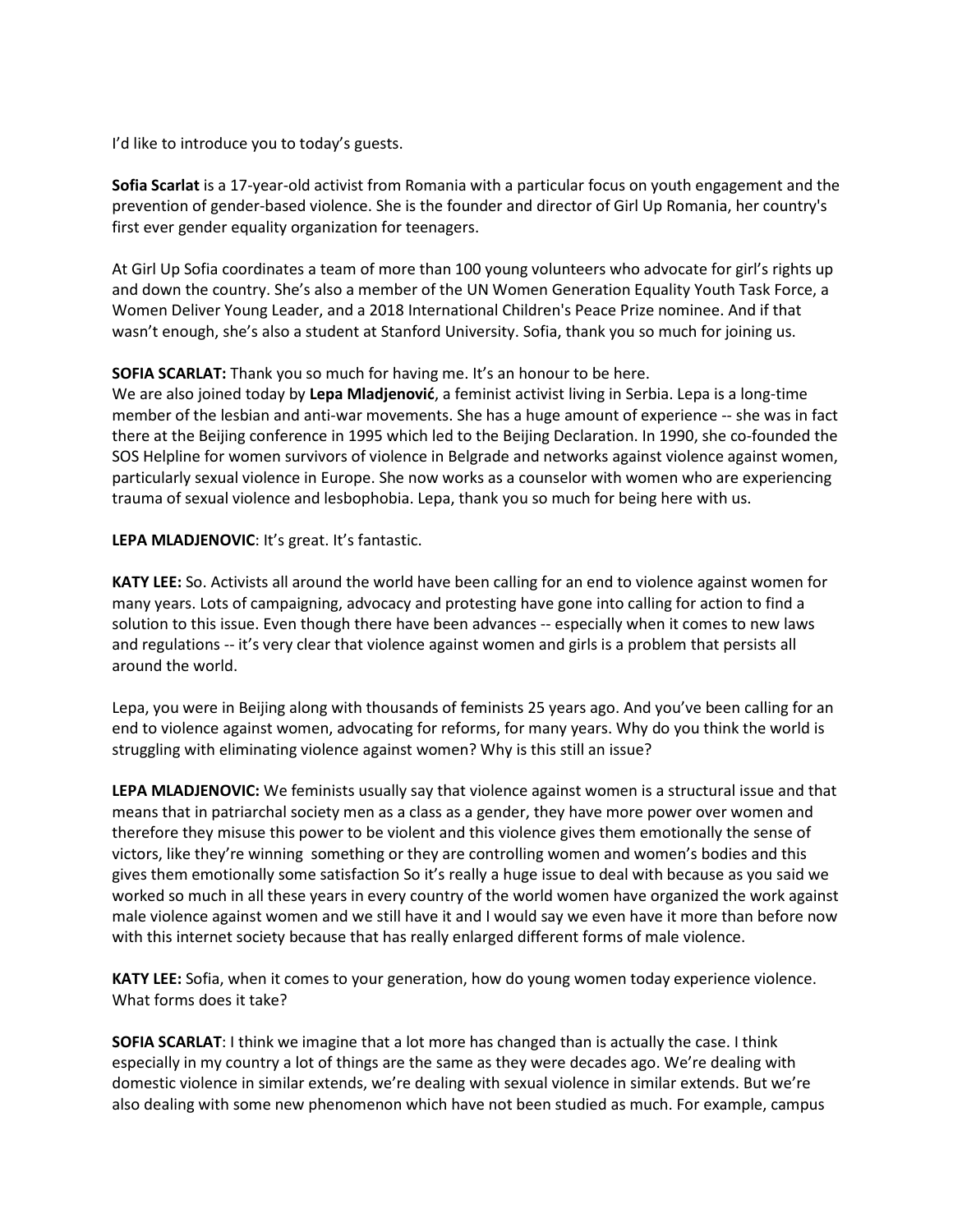I'd like to introduce you to today's guests.

**Sofia Scarlat** is a 17-year-old activist from Romania with a particular focus on youth engagement and the prevention of gender-based violence. She is the founder and director of Girl Up Romania, her country's first ever gender equality organization for teenagers.

At Girl Up Sofia coordinates a team of more than 100 young volunteers who advocate for girl's rights up and down the country. She's also a member of the UN Women Generation Equality Youth Task Force, a Women Deliver Young Leader, and a 2018 International Children's Peace Prize nominee. And if that wasn't enough, she's also a student at Stanford University. Sofia, thank you so much for joining us.

**SOFIA SCARLAT:** Thank you so much for having me. It's an honour to be here.
We are also joined today by **Lepa Mladjenović**, a feminist activist living in Serbia. Lepa is a long-time member of the lesbian and anti-war movements. She has a huge amount of experience -- she was in fact there at the Beijing conference in 1995 which led to the Beijing Declaration. In 1990, she co-founded the SOS Helpline for women survivors of violence in Belgrade and networks against violence against women, particularly sexual violence in Europe. She now works as a counselor with women who are experiencing trauma of sexual violence and lesbophobia. Lepa, thank you so much for being here with us.

**LEPA MLADJENOVIC**: It's great. It's fantastic.

**KATY LEE:** So. Activists all around the world have been calling for an end to violence against women for many years. Lots of campaigning, advocacy and protesting have gone into calling for action to find a solution to this issue. Even though there have been advances -- especially when it comes to new laws and regulations -- it's very clear that violence against women and girls is a problem that persists all around the world.

Lepa, you were in Beijing along with thousands of feminists 25 years ago. And you've been calling for an end to violence against women, advocating for reforms, for many years. Why do you think the world is struggling with eliminating violence against women? Why is this still an issue?

**LEPA MLADJENOVIC:** We feminists usually say that violence against women is a structural issue and that means that in patriarchal society men as a class as a gender, they have more power over women and therefore they misuse this power to be violent and this violence gives them emotionally the sense of victors, like they're winning something or they are controlling women and women's bodies and this gives them emotionally some satisfaction So it's really a huge issue to deal with because as you said we worked so much in all these years in every country of the world women have organized the work against male violence against women and we still have it and I would say we even have it more than before now with this internet society because that has really enlarged different forms of male violence.

**KATY LEE:** Sofia, when it comes to your generation, how do young women today experience violence. What forms does it take?

**SOFIA SCARLAT**: I think we imagine that a lot more has changed than is actually the case. I think especially in my country a lot of things are the same as they were decades ago. We're dealing with domestic violence in similar extends, we're dealing with sexual violence in similar extends. But we're also dealing with some new phenomenon which have not been studied as much. For example, campus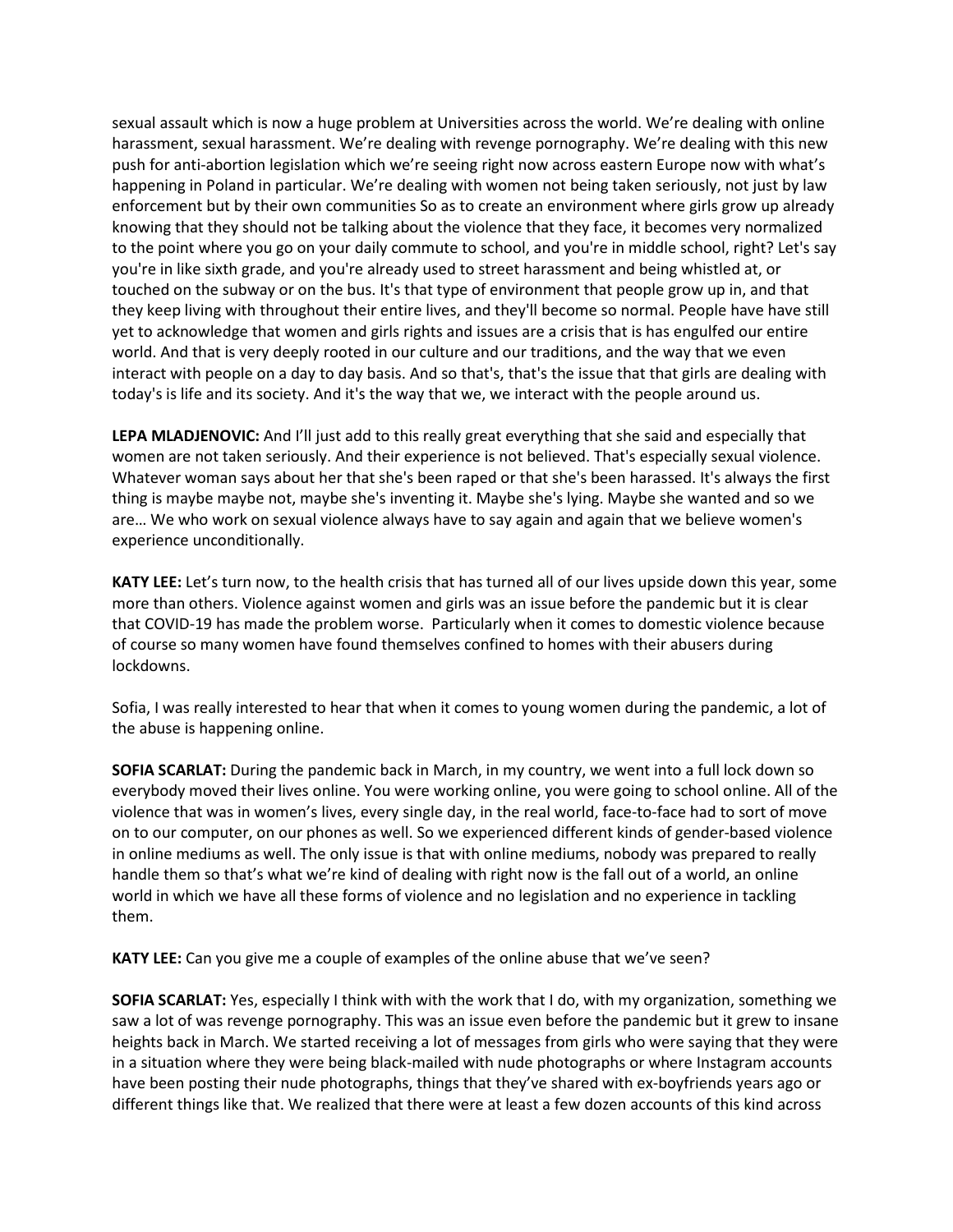sexual assault which is now a huge problem at Universities across the world. We're dealing with online harassment, sexual harassment. We're dealing with revenge pornography. We're dealing with this new push for anti-abortion legislation which we're seeing right now across eastern Europe now with what's happening in Poland in particular. We're dealing with women not being taken seriously, not just by law enforcement but by their own communities So as to create an environment where girls grow up already knowing that they should not be talking about the violence that they face, it becomes very normalized to the point where you go on your daily commute to school, and you're in middle school, right? Let's say you're in like sixth grade, and you're already used to street harassment and being whistled at, or touched on the subway or on the bus. It's that type of environment that people grow up in, and that they keep living with throughout their entire lives, and they'll become so normal. People have have still yet to acknowledge that women and girls rights and issues are a crisis that is has engulfed our entire world. And that is very deeply rooted in our culture and our traditions, and the way that we even interact with people on a day to day basis. And so that's, that's the issue that that girls are dealing with today's is life and its society. And it's the way that we, we interact with the people around us.

**LEPA MLADJENOVIC:** And I'll just add to this really great everything that she said and especially that women are not taken seriously. And their experience is not believed. That's especially sexual violence. Whatever woman says about her that she's been raped or that she's been harassed. It's always the first thing is maybe maybe not, maybe she's inventing it. Maybe she's lying. Maybe she wanted and so we are… We who work on sexual violence always have to say again and again that we believe women's experience unconditionally.

**KATY LEE:** Let's turn now, to the health crisis that has turned all of our lives upside down this year, some more than others. Violence against women and girls was an issue before the pandemic but it is clear that COVID-19 has made the problem worse. Particularly when it comes to domestic violence because of course so many women have found themselves confined to homes with their abusers during lockdowns.

Sofia, I was really interested to hear that when it comes to young women during the pandemic, a lot of the abuse is happening online.

**SOFIA SCARLAT:** During the pandemic back in March, in my country, we went into a full lock down so everybody moved their lives online. You were working online, you were going to school online. All of the violence that was in women's lives, every single day, in the real world, face-to-face had to sort of move on to our computer, on our phones as well. So we experienced different kinds of gender-based violence in online mediums as well. The only issue is that with online mediums, nobody was prepared to really handle them so that's what we're kind of dealing with right now is the fall out of a world, an online world in which we have all these forms of violence and no legislation and no experience in tackling them.

**KATY LEE:** Can you give me a couple of examples of the online abuse that we've seen?

**SOFIA SCARLAT:** Yes, especially I think with with the work that I do, with my organization, something we saw a lot of was revenge pornography. This was an issue even before the pandemic but it grew to insane heights back in March. We started receiving a lot of messages from girls who were saying that they were in a situation where they were being black-mailed with nude photographs or where Instagram accounts have been posting their nude photographs, things that they've shared with ex-boyfriends years ago or different things like that. We realized that there were at least a few dozen accounts of this kind across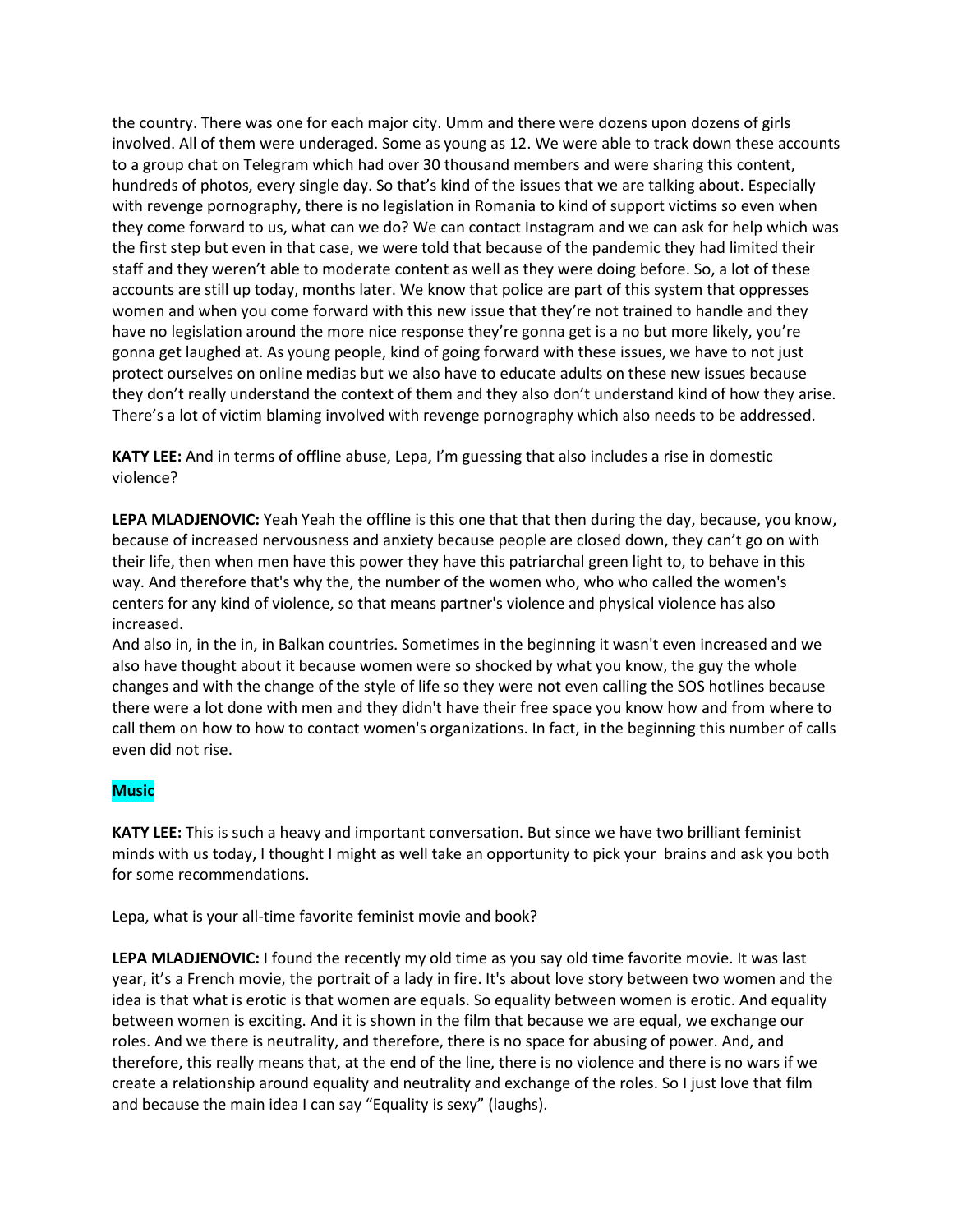the country. There was one for each major city. Umm and there were dozens upon dozens of girls involved. All of them were underaged. Some as young as 12. We were able to track down these accounts to a group chat on Telegram which had over 30 thousand members and were sharing this content, hundreds of photos, every single day. So that's kind of the issues that we are talking about. Especially with revenge pornography, there is no legislation in Romania to kind of support victims so even when they come forward to us, what can we do? We can contact Instagram and we can ask for help which was the first step but even in that case, we were told that because of the pandemic they had limited their staff and they weren't able to moderate content as well as they were doing before. So, a lot of these accounts are still up today, months later. We know that police are part of this system that oppresses women and when you come forward with this new issue that they're not trained to handle and they have no legislation around the more nice response they're gonna get is a no but more likely, you're gonna get laughed at. As young people, kind of going forward with these issues, we have to not just protect ourselves on online medias but we also have to educate adults on these new issues because they don't really understand the context of them and they also don't understand kind of how they arise. There's a lot of victim blaming involved with revenge pornography which also needs to be addressed.

**KATY LEE:** And in terms of offline abuse, Lepa, I'm guessing that also includes a rise in domestic violence?

**LEPA MLADJENOVIC:** Yeah Yeah the offline is this one that that then during the day, because, you know, because of increased nervousness and anxiety because people are closed down, they can't go on with their life, then when men have this power they have this patriarchal green light to, to behave in this way. And therefore that's why the, the number of the women who, who who called the women's centers for any kind of violence, so that means partner's violence and physical violence has also increased.

And also in, in the in, in Balkan countries. Sometimes in the beginning it wasn't even increased and we also have thought about it because women were so shocked by what you know, the guy the whole changes and with the change of the style of life so they were not even calling the SOS hotlines because there were a lot done with men and they didn't have their free space you know how and from where to call them on how to how to contact women's organizations. In fact, in the beginning this number of calls even did not rise.

**Music**

**KATY LEE:** This is such a heavy and important conversation. But since we have two brilliant feminist minds with us today, I thought I might as well take an opportunity to pick your brains and ask you both for some recommendations.

Lepa, what is your all-time favorite feminist movie and book?

**LEPA MLADJENOVIC:** I found the recently my old time as you say old time favorite movie. It was last year, it's a French movie, the portrait of a lady in fire. It's about love story between two women and the idea is that what is erotic is that women are equals. So equality between women is erotic. And equality between women is exciting. And it is shown in the film that because we are equal, we exchange our roles. And we there is neutrality, and therefore, there is no space for abusing of power. And, and therefore, this really means that, at the end of the line, there is no violence and there is no wars if we create a relationship around equality and neutrality and exchange of the roles. So I just love that film and because the main idea I can say "Equality is sexy" (laughs).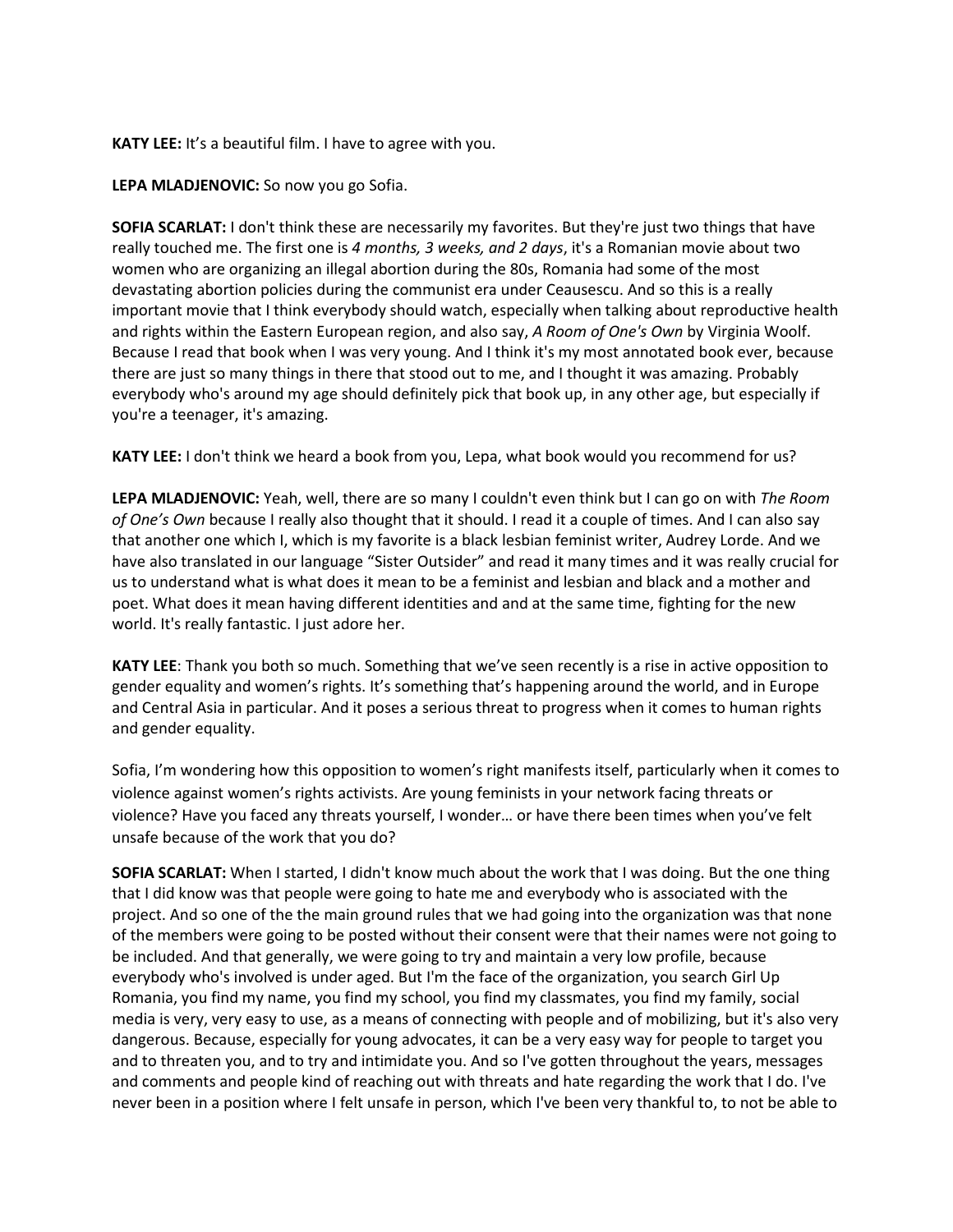**KATY LEE:** It's a beautiful film. I have to agree with you.

**LEPA MLADJENOVIC:** So now you go Sofia.

**SOFIA SCARLAT:** I don't think these are necessarily my favorites. But they're just two things that have really touched me. The first one is *4 months, 3 weeks, and 2 days*, it's a Romanian movie about two women who are organizing an illegal abortion during the 80s, Romania had some of the most devastating abortion policies during the communist era under Ceausescu. And so this is a really important movie that I think everybody should watch, especially when talking about reproductive health and rights within the Eastern European region, and also say, *A Room of One's Own* by Virginia Woolf. Because I read that book when I was very young. And I think it's my most annotated book ever, because there are just so many things in there that stood out to me, and I thought it was amazing. Probably everybody who's around my age should definitely pick that book up, in any other age, but especially if you're a teenager, it's amazing.

**KATY LEE:** I don't think we heard a book from you, Lepa, what book would you recommend for us?

**LEPA MLADJENOVIC:** Yeah, well, there are so many I couldn't even think but I can go on with *The Room of One's Own* because I really also thought that it should. I read it a couple of times. And I can also say that another one which I, which is my favorite is a black lesbian feminist writer, Audrey Lorde. And we have also translated in our language "Sister Outsider" and read it many times and it was really crucial for us to understand what is what does it mean to be a feminist and lesbian and black and a mother and poet. What does it mean having different identities and and at the same time, fighting for the new world. It's really fantastic. I just adore her.

**KATY LEE**: Thank you both so much. Something that we've seen recently is a rise in active opposition to gender equality and women's rights. It's something that's happening around the world, and in Europe and Central Asia in particular. And it poses a serious threat to progress when it comes to human rights and gender equality.

Sofia, I'm wondering how this opposition to women's right manifests itself, particularly when it comes to violence against women's rights activists. Are young feminists in your network facing threats or violence? Have you faced any threats yourself, I wonder… or have there been times when you've felt unsafe because of the work that you do?

**SOFIA SCARLAT:** When I started, I didn't know much about the work that I was doing. But the one thing that I did know was that people were going to hate me and everybody who is associated with the project. And so one of the the main ground rules that we had going into the organization was that none of the members were going to be posted without their consent were that their names were not going to be included. And that generally, we were going to try and maintain a very low profile, because everybody who's involved is under aged. But I'm the face of the organization, you search Girl Up Romania, you find my name, you find my school, you find my classmates, you find my family, social media is very, very easy to use, as a means of connecting with people and of mobilizing, but it's also very dangerous. Because, especially for young advocates, it can be a very easy way for people to target you and to threaten you, and to try and intimidate you. And so I've gotten throughout the years, messages and comments and people kind of reaching out with threats and hate regarding the work that I do. I've never been in a position where I felt unsafe in person, which I've been very thankful to, to not be able to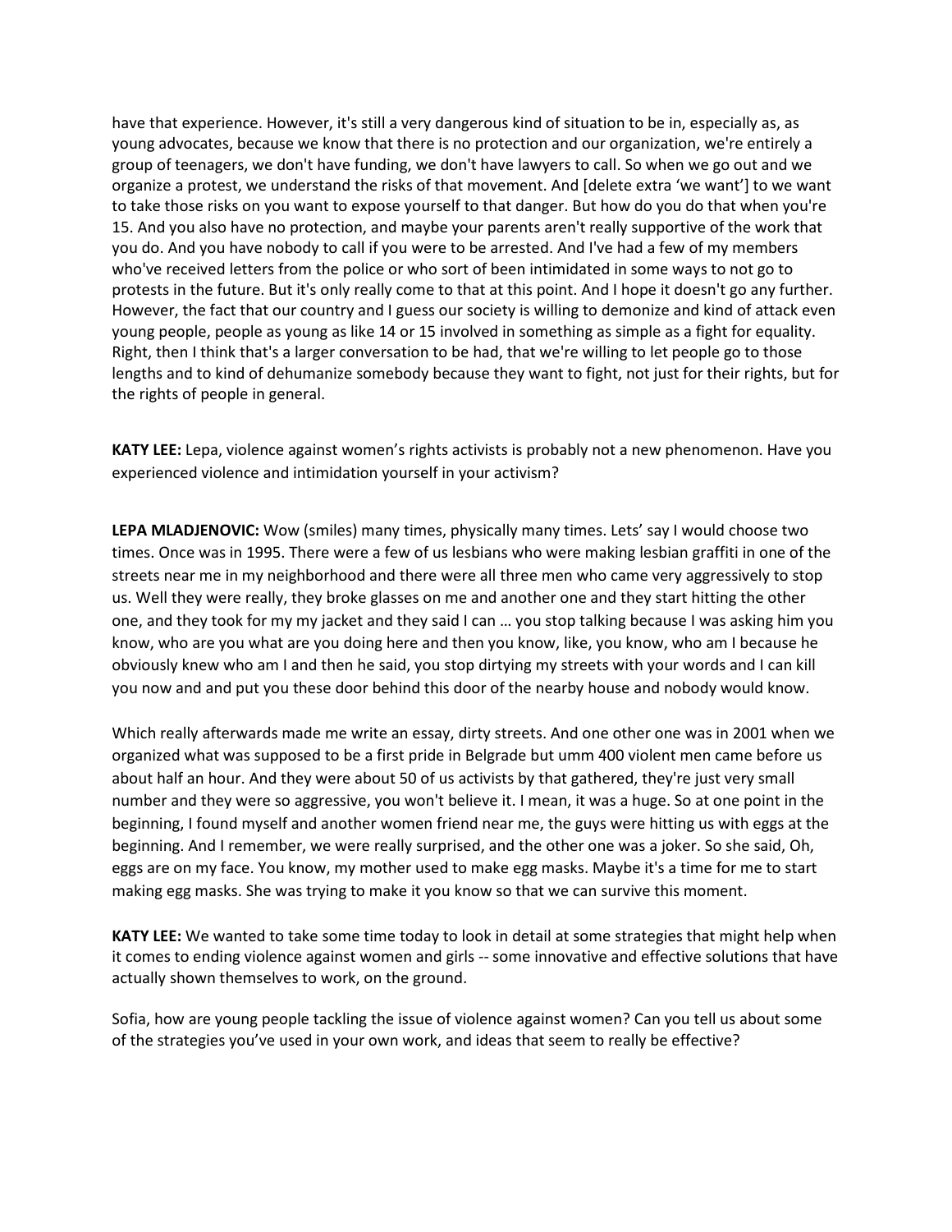have that experience. However, it's still a very dangerous kind of situation to be in, especially as, as young advocates, because we know that there is no protection and our organization, we're entirely a group of teenagers, we don't have funding, we don't have lawyers to call. So when we go out and we organize a protest, we understand the risks of that movement. And [delete extra 'we want'] to we want to take those risks on you want to expose yourself to that danger. But how do you do that when you're 15. And you also have no protection, and maybe your parents aren't really supportive of the work that you do. And you have nobody to call if you were to be arrested. And I've had a few of my members who've received letters from the police or who sort of been intimidated in some ways to not go to protests in the future. But it's only really come to that at this point. And I hope it doesn't go any further. However, the fact that our country and I guess our society is willing to demonize and kind of attack even young people, people as young as like 14 or 15 involved in something as simple as a fight for equality. Right, then I think that's a larger conversation to be had, that we're willing to let people go to those lengths and to kind of dehumanize somebody because they want to fight, not just for their rights, but for the rights of people in general.

**KATY LEE:** Lepa, violence against women's rights activists is probably not a new phenomenon. Have you experienced violence and intimidation yourself in your activism?

**LEPA MLADJENOVIC:** Wow (smiles) many times, physically many times. Lets' say I would choose two times. Once was in 1995. There were a few of us lesbians who were making lesbian graffiti in one of the streets near me in my neighborhood and there were all three men who came very aggressively to stop us. Well they were really, they broke glasses on me and another one and they start hitting the other one, and they took for my my jacket and they said I can … you stop talking because I was asking him you know, who are you what are you doing here and then you know, like, you know, who am I because he obviously knew who am I and then he said, you stop dirtying my streets with your words and I can kill you now and and put you these door behind this door of the nearby house and nobody would know.

Which really afterwards made me write an essay, dirty streets. And one other one was in 2001 when we organized what was supposed to be a first pride in Belgrade but umm 400 violent men came before us about half an hour. And they were about 50 of us activists by that gathered, they're just very small number and they were so aggressive, you won't believe it. I mean, it was a huge. So at one point in the beginning, I found myself and another women friend near me, the guys were hitting us with eggs at the beginning. And I remember, we were really surprised, and the other one was a joker. So she said, Oh, eggs are on my face. You know, my mother used to make egg masks. Maybe it's a time for me to start making egg masks. She was trying to make it you know so that we can survive this moment.

**KATY LEE:** We wanted to take some time today to look in detail at some strategies that might help when it comes to ending violence against women and girls -- some innovative and effective solutions that have actually shown themselves to work, on the ground.

Sofia, how are young people tackling the issue of violence against women? Can you tell us about some of the strategies you've used in your own work, and ideas that seem to really be effective?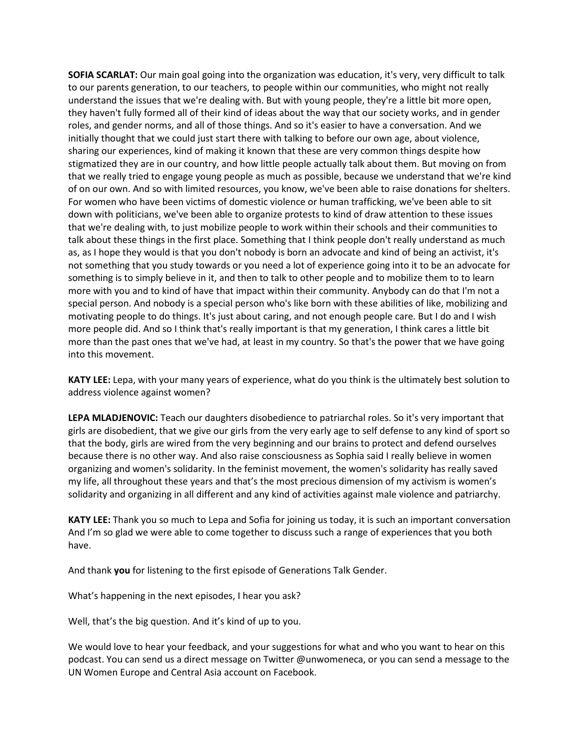**SOFIA SCARLAT:** Our main goal going into the organization was education, it's very, very difficult to talk to our parents generation, to our teachers, to people within our communities, who might not really understand the issues that we're dealing with. But with young people, they're a little bit more open, they haven't fully formed all of their kind of ideas about the way that our society works, and in gender roles, and gender norms, and all of those things. And so it's easier to have a conversation. And we initially thought that we could just start there with talking to before our own age, about violence, sharing our experiences, kind of making it known that these are very common things despite how stigmatized they are in our country, and how little people actually talk about them. But moving on from that we really tried to engage young people as much as possible, because we understand that we're kind of on our own. And so with limited resources, you know, we've been able to raise donations for shelters. For women who have been victims of domestic violence or human trafficking, we've been able to sit down with politicians, we've been able to organize protests to kind of draw attention to these issues that we're dealing with, to just mobilize people to work within their schools and their communities to talk about these things in the first place. Something that I think people don't really understand as much as, as I hope they would is that you don't nobody is born an advocate and kind of being an activist, it's not something that you study towards or you need a lot of experience going into it to be an advocate for something is to simply believe in it, and then to talk to other people and to mobilize them to to learn more with you and to kind of have that impact within their community. Anybody can do that I'm not a special person. And nobody is a special person who's like born with these abilities of like, mobilizing and motivating people to do things. It's just about caring, and not enough people care. But I do and I wish more people did. And so I think that's really important is that my generation, I think cares a little bit more than the past ones that we've had, at least in my country. So that's the power that we have going into this movement.

**KATY LEE:** Lepa, with your many years of experience, what do you think is the ultimately best solution to address violence against women?

**LEPA MLADJENOVIC:** Teach our daughters disobedience to patriarchal roles. So it's very important that girls are disobedient, that we give our girls from the very early age to self defense to any kind of sport so that the body, girls are wired from the very beginning and our brains to protect and defend ourselves because there is no other way. And also raise consciousness as Sophia said I really believe in women organizing and women's solidarity. In the feminist movement, the women's solidarity has really saved my life, all throughout these years and that's the most precious dimension of my activism is women's solidarity and organizing in all different and any kind of activities against male violence and patriarchy.

**KATY LEE:** Thank you so much to Lepa and Sofia for joining us today, it is such an important conversation And I'm so glad we were able to come together to discuss such a range of experiences that you both have.

And thank **you** for listening to the first episode of Generations Talk Gender.

What's happening in the next episodes, I hear you ask?

Well, that's the big question. And it's kind of up to you.

We would love to hear your feedback, and your suggestions for what and who you want to hear on this podcast. You can send us a direct message on Twitter @unwomeneca, or you can send a message to the UN Women Europe and Central Asia account on Facebook.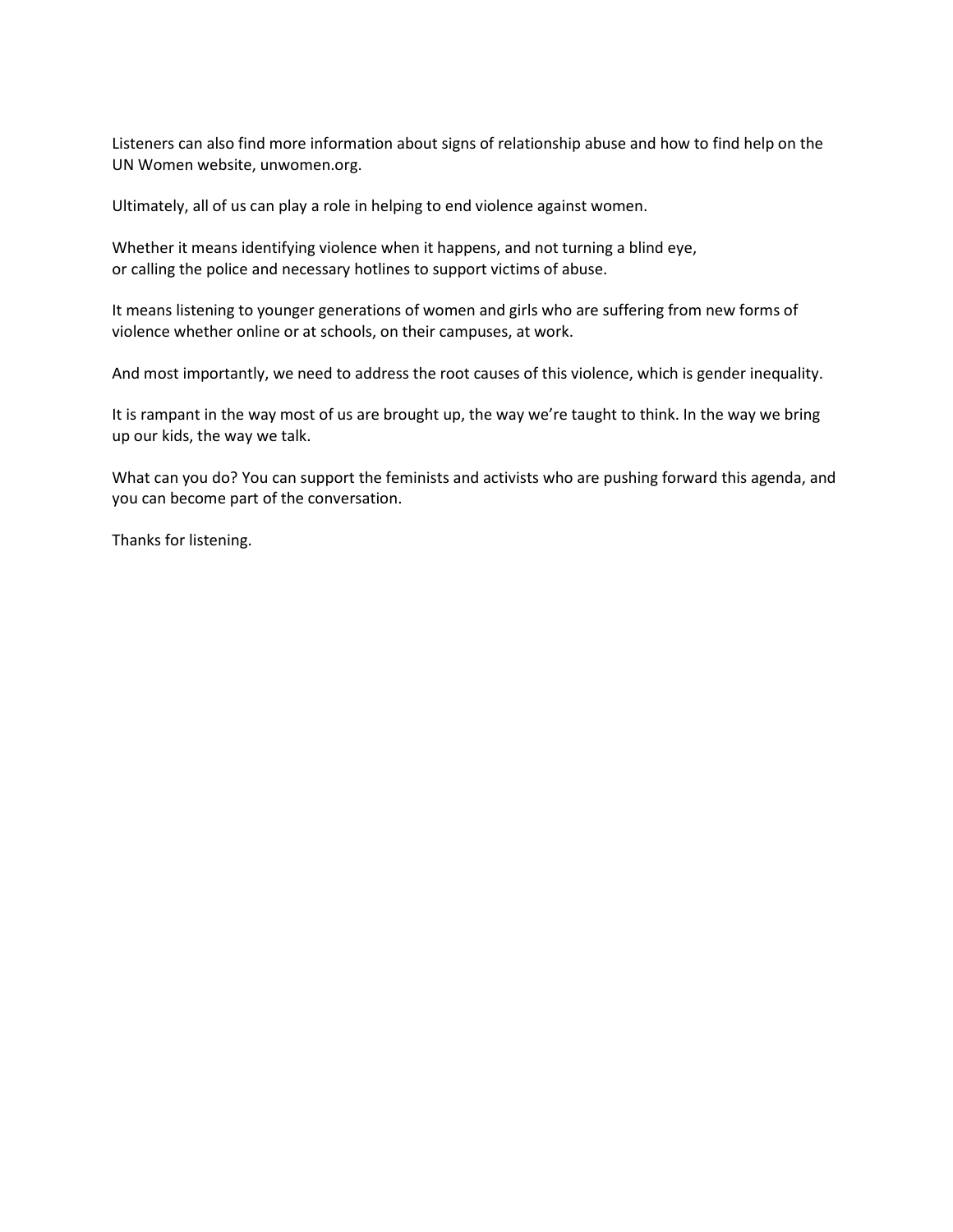Listeners can also find more information about signs of relationship abuse and how to find help on the UN Women website, unwomen.org.

Ultimately, all of us can play a role in helping to end violence against women.

Whether it means identifying violence when it happens, and not turning a blind eye,
or calling the police and necessary hotlines to support victims of abuse.

It means listening to younger generations of women and girls who are suffering from new forms of violence whether online or at schools, on their campuses, at work.

And most importantly, we need to address the root causes of this violence, which is gender inequality.

It is rampant in the way most of us are brought up, the way we're taught to think. In the way we bring up our kids, the way we talk.

What can you do? You can support the feminists and activists who are pushing forward this agenda, and you can become part of the conversation.

Thanks for listening.